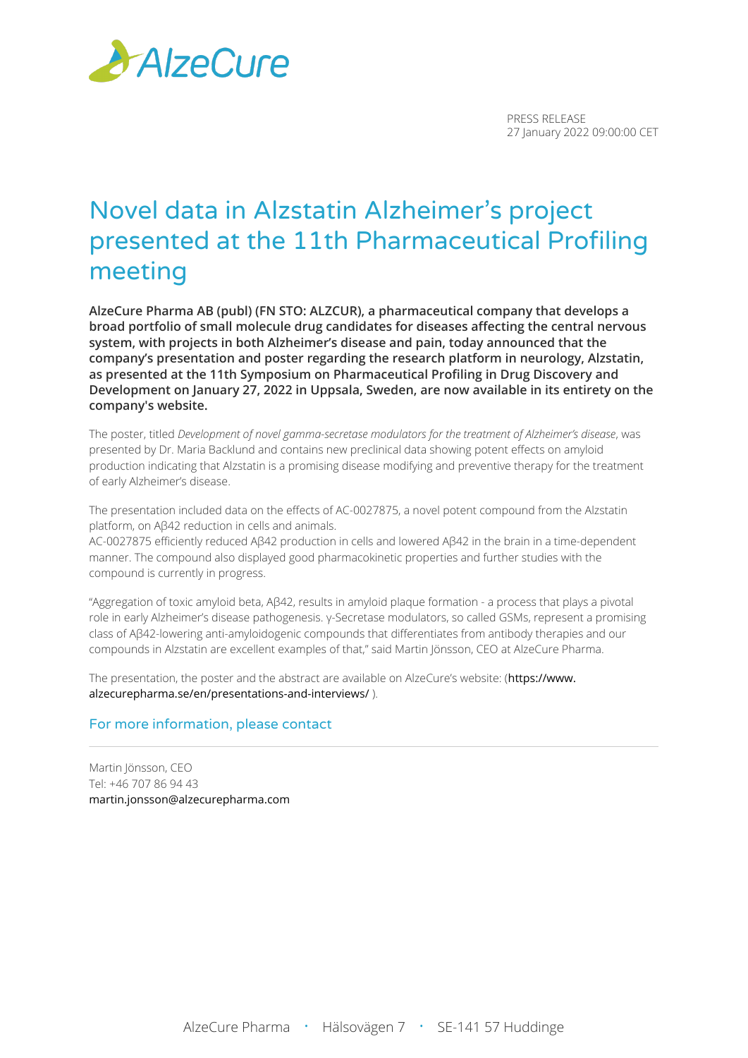PRESS RELEASE
27 January 2022 09:00:00 CET

# Novel data in Alzstatin Alzheimer's project presented at the 11th Pharmaceutical Profiling meeting

**AlzeCure Pharma AB (publ) (FN STO: ALZCUR), a pharmaceutical company that develops a broad portfolio of small molecule drug candidates for diseases affecting the central nervous system, with projects in both Alzheimer's disease and pain, today announced that the company's presentation and poster regarding the research platform in neurology, Alzstatin, as presented at the 11th Symposium on Pharmaceutical Profiling in Drug Discovery and Development on January 27, 2022 in Uppsala, Sweden, are now available in its entirety on the company's website.**

The poster, titled *Development of novel gamma-secretase modulators for the treatment of Alzheimer's disease*, was presented by Dr. Maria Backlund and contains new preclinical data showing potent effects on amyloid production indicating that Alzstatin is a promising disease modifying and preventive therapy for the treatment of early Alzheimer's disease.

The presentation included data on the effects of AC-0027875, a novel potent compound from the Alzstatin platform, on Aβ42 reduction in cells and animals.
AC-0027875 efficiently reduced Aβ42 production in cells and lowered Aβ42 in the brain in a time-dependent manner. The compound also displayed good pharmacokinetic properties and further studies with the compound is currently in progress.

"Aggregation of toxic amyloid beta, Aβ42, results in amyloid plaque formation - a process that plays a pivotal role in early Alzheimer's disease pathogenesis. γ-Secretase modulators, so called GSMs, represent a promising class of Aβ42-lowering anti-amyloidogenic compounds that differentiates from antibody therapies and our compounds in Alzstatin are excellent examples of that," said Martin Jönsson, CEO at AlzeCure Pharma.

The presentation, the poster and the abstract are available on AlzeCure's website: (https://www.alzecurepharma.se/en/presentations-and-interviews/ ).

## For more information, please contact

Martin Jönsson, CEO
Tel: +46 707 86 94 43
martin.jonsson@alzecurepharma.com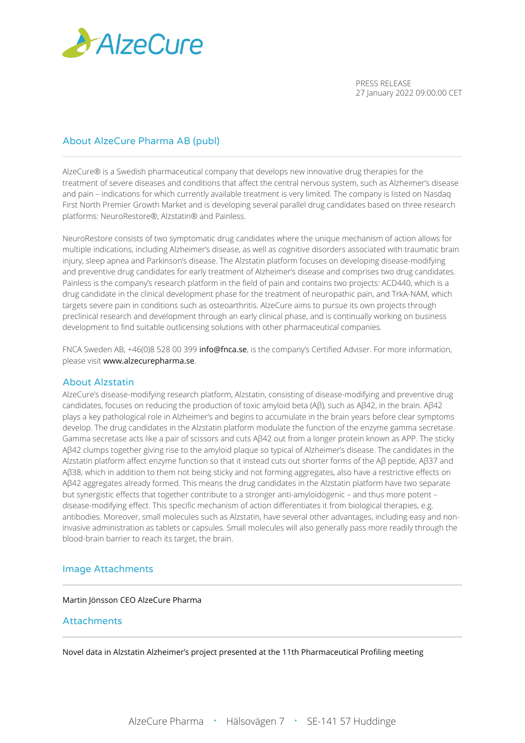PRESS RELEASE
27 January 2022 09:00:00 CET

## About AlzeCure Pharma AB (publ)

AlzeCure® is a Swedish pharmaceutical company that develops new innovative drug therapies for the treatment of severe diseases and conditions that affect the central nervous system, such as Alzheimer's disease and pain – indications for which currently available treatment is very limited. The company is listed on Nasdaq First North Premier Growth Market and is developing several parallel drug candidates based on three research platforms: NeuroRestore®, Alzstatin® and Painless.

NeuroRestore consists of two symptomatic drug candidates where the unique mechanism of action allows for multiple indications, including Alzheimer's disease, as well as cognitive disorders associated with traumatic brain injury, sleep apnea and Parkinson's disease. The Alzstatin platform focuses on developing disease-modifying and preventive drug candidates for early treatment of Alzheimer's disease and comprises two drug candidates. Painless is the company's research platform in the field of pain and contains two projects: ACD440, which is a drug candidate in the clinical development phase for the treatment of neuropathic pain, and TrkA-NAM, which targets severe pain in conditions such as osteoarthritis. AlzeCure aims to pursue its own projects through preclinical research and development through an early clinical phase, and is continually working on business development to find suitable outlicensing solutions with other pharmaceutical companies.

FNCA Sweden AB, +46(0)8 528 00 399 info@fnca.se, is the company's Certified Adviser. For more information, please visit www.alzecurepharma.se.

## About Alzstatin

AlzeCure's disease-modifying research platform, Alzstatin, consisting of disease-modifying and preventive drug candidates, focuses on reducing the production of toxic amyloid beta (Aβ), such as Aβ42, in the brain. Aβ42 plays a key pathological role in Alzheimer's and begins to accumulate in the brain years before clear symptoms develop. The drug candidates in the Alzstatin platform modulate the function of the enzyme gamma secretase. Gamma secretase acts like a pair of scissors and cuts Aβ42 out from a longer protein known as APP. The sticky Aβ42 clumps together giving rise to the amyloid plaque so typical of Alzheimer's disease. The candidates in the Alzstatin platform affect enzyme function so that it instead cuts out shorter forms of the Aβ peptide, Aβ37 and Aβ38, which in addition to them not being sticky and not forming aggregates, also have a restrictive effects on Aβ42 aggregates already formed. This means the drug candidates in the Alzstatin platform have two separate but synergistic effects that together contribute to a stronger anti-amyloidogenic – and thus more potent – disease-modifying effect. This specific mechanism of action differentiates it from biological therapies, e.g. antibodies. Moreover, small molecules such as Alzstatin, have several other advantages, including easy and non-invasive administration as tablets or capsules. Small molecules will also generally pass more readily through the blood-brain barrier to reach its target, the brain.

## Image Attachments

Martin Jönsson CEO AlzeCure Pharma

## Attachments

Novel data in Alzstatin Alzheimer's project presented at the 11th Pharmaceutical Profiling meeting